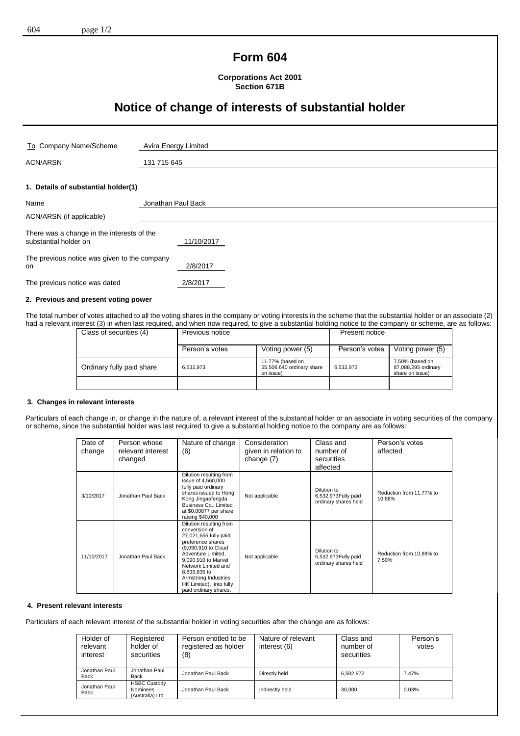# Form 604

**Corporations Act 2001**
**Section 671B**

## Notice of change of interests of substantial holder

| | |
|---|---|
| To Company Name/Scheme | Avira Energy Limited |
| ACN/ARSN | 131 715 645 |

### 1. Details of substantial holder(1)

| | |
|---|---|
| Name | Jonathan Paul Back |
| ACN/ARSN (if applicable) | |

There was a change in the interests of the substantial holder on 11/10/2017

The previous notice was given to the company on 2/8/2017

The previous notice was dated 2/8/2017

### 2. Previous and present voting power

The total number of votes attached to all the voting shares in the company or voting interests in the scheme that the substantial holder or an associate (2) had a relevant interest (3) in when last required, and when now required, to give a substantial holding notice to the company or scheme, are as follows:

| Class of securities (4) | Previous notice | | Present notice | |
|---|---|---|---|---|
| | Person's votes | Voting power (5) | Person's votes | Voting power (5) |
| Ordinary fully paid share | 6,532,973 | 11.77% (based on 55,506,640 ordinary share on issue) | 6,532,973 | 7.50% (based on 87,088,295 ordinary share on issue) |
| | | | | |

### 3. Changes in relevant interests

Particulars of each change in, or change in the nature of, a relevant interest of the substantial holder or an associate in voting securities of the company or scheme, since the substantial holder was last required to give a substantial holding notice to the company are as follows:

| Date of change | Person whose relevant interest changed | Nature of change (6) | Consideration given in relation to change (7) | Class and number of securities affected | Person's votes affected |
|---|---|---|---|---|---|
| 3/10/2017 | Jonathan Paul Back | Dilution resulting from issue of 4,560,000 fully paid ordinary shares issued to Hong Kong Jingaofengda Business Co., Limited at $0.00877 per share raising $40,000 | Not applicable | Dilution to 6,532,973Fully paid ordinary shares held | Reduction from 11.77% to 10.88% |
| 11/10/2017 | Jonathan Paul Back | Dilution resulting from conversion of 27,021,655 fully paid preference shares (9,090,910 to Cloud Adventure Limited, 9,090,910 to Marvel Network Limited and 8,839,835 to Armstrong Industries HK Limited), into fully paid ordinary shares. | Not applicable | Dilution to 6,532,973Fully paid ordinary shares held | Reduction from 10.88% to 7.50% |

### 4. Present relevant interests

Particulars of each relevant interest of the substantial holder in voting securities after the change are as follows:

| Holder of relevant interest | Registered holder of securities | Person entitled to be registered as holder (8) | Nature of relevant interest (6) | Class and number of securities | Person's votes |
|---|---|---|---|---|---|
| Jonathan Paul Back | Jonathan Paul Back | Jonathan Paul Back | Directly held | 6,502,972 | 7.47% |
| Jonathan Paul Back | HSBC Custody Nominees (Australia) Ltd | Jonathan Paul Back | Indirectly held | 30,000 | 0.03% |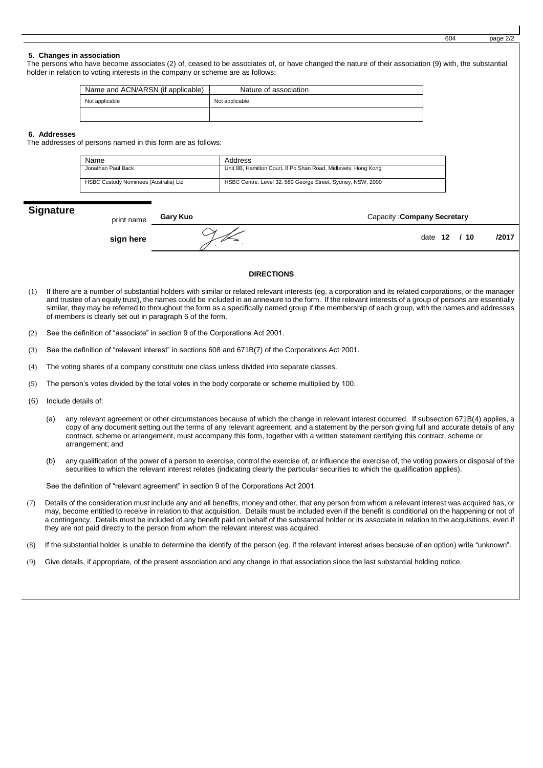### 5. Changes in association

The persons who have become associates (2) of, ceased to be associates of, or have changed the nature of their association (9) with, the substantial holder in relation to voting interests in the company or scheme are as follows:

| Name and ACN/ARSN (if applicable) | Nature of association |
|---|---|
| Not applicable | Not applicable |
| | |

### 6. Addresses

The addresses of persons named in this form are as follows:

| Name | Address |
|---|---|
| Jonathan Paul Back | Unit 8B, Hamilton Court, 8 Po Shan Road, Midlevels, Hong Kong |
| HSBC Custody Nominees (Australia) Ltd | HSBC Centre, Level 32, 580 George Street, Sydney, NSW, 2000 |

## Signature

print name **Gary Kuo** Capacity :**Company Secretary**

**sign here** date **12 / 10 /2017**

**DIRECTIONS**

(1) If there are a number of substantial holders with similar or related relevant interests (eg. a corporation and its related corporations, or the manager and trustee of an equity trust), the names could be included in an annexure to the form. If the relevant interests of a group of persons are essentially similar, they may be referred to throughout the form as a specifically named group if the membership of each group, with the names and addresses of members is clearly set out in paragraph 6 of the form.

(2) See the definition of "associate" in section 9 of the Corporations Act 2001.

(3) See the definition of "relevant interest" in sections 608 and 671B(7) of the Corporations Act 2001.

(4) The voting shares of a company constitute one class unless divided into separate classes.

(5) The person's votes divided by the total votes in the body corporate or scheme multiplied by 100.

(6) Include details of:

(a) any relevant agreement or other circumstances because of which the change in relevant interest occurred. If subsection 671B(4) applies, a copy of any document setting out the terms of any relevant agreement, and a statement by the person giving full and accurate details of any contract, scheme or arrangement, must accompany this form, together with a written statement certifying this contract, scheme or arrangement; and

(b) any qualification of the power of a person to exercise, control the exercise of, or influence the exercise of, the voting powers or disposal of the securities to which the relevant interest relates (indicating clearly the particular securities to which the qualification applies).

See the definition of "relevant agreement" in section 9 of the Corporations Act 2001.

(7) Details of the consideration must include any and all benefits, money and other, that any person from whom a relevant interest was acquired has, or may, become entitled to receive in relation to that acquisition. Details must be included even if the benefit is conditional on the happening or not of a contingency. Details must be included of any benefit paid on behalf of the substantial holder or its associate in relation to the acquisitions, even if they are not paid directly to the person from whom the relevant interest was acquired.

(8) If the substantial holder is unable to determine the identify of the person (eg. if the relevant interest arises because of an option) write "unknown".

(9) Give details, if appropriate, of the present association and any change in that association since the last substantial holding notice.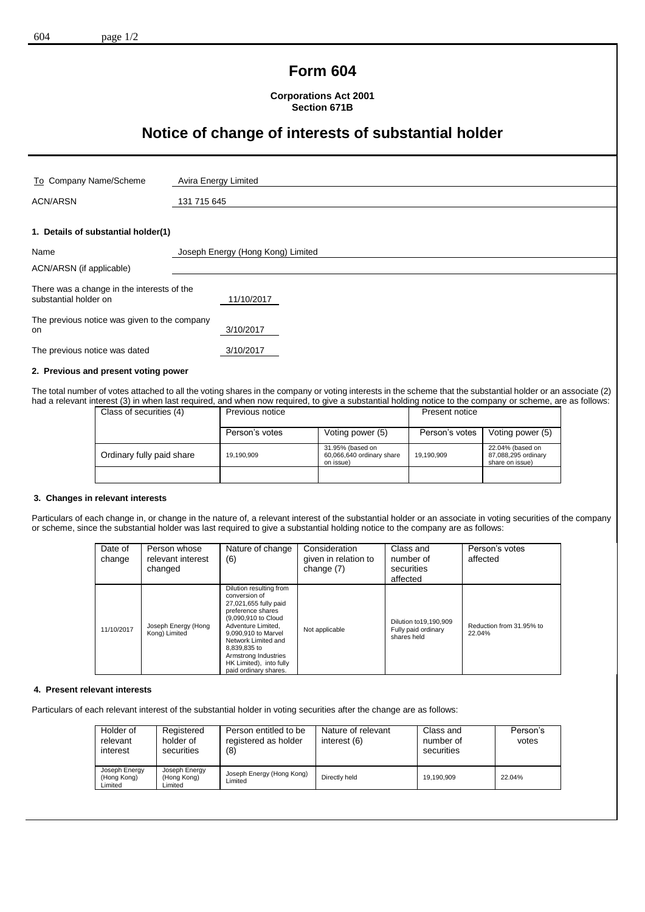# Form 604

**Corporations Act 2001**
**Section 671B**

# Notice of change of interests of substantial holder

| | |
|---|---|
| To Company Name/Scheme | Avira Energy Limited |
| ACN/ARSN | 131 715 645 |

### 1. Details of substantial holder(1)

| | |
|---|---|
| Name | Joseph Energy (Hong Kong) Limited |
| ACN/ARSN (if applicable) | |

There was a change in the interests of the substantial holder on 11/10/2017

The previous notice was given to the company on 3/10/2017

The previous notice was dated 3/10/2017

### 2. Previous and present voting power

The total number of votes attached to all the voting shares in the company or voting interests in the scheme that the substantial holder or an associate (2) had a relevant interest (3) in when last required, and when now required, to give a substantial holding notice to the company or scheme, are as follows:

| Class of securities (4) | Previous notice | | Present notice | |
|---|---|---|---|---|
| | Person's votes | Voting power (5) | Person's votes | Voting power (5) |
| Ordinary fully paid share | 19,190,909 | 31.95% (based on 60,066,640 ordinary share on issue) | 19,190,909 | 22.04% (based on 87,088,295 ordinary share on issue) |
| | | | | |

### 3. Changes in relevant interests

Particulars of each change in, or change in the nature of, a relevant interest of the substantial holder or an associate in voting securities of the company or scheme, since the substantial holder was last required to give a substantial holding notice to the company are as follows:

| Date of change | Person whose relevant interest changed | Nature of change (6) | Consideration given in relation to change (7) | Class and number of securities affected | Person's votes affected |
|---|---|---|---|---|---|
| 11/10/2017 | Joseph Energy (Hong Kong) Limited | Dilution resulting from conversion of 27,021,655 fully paid preference shares (9,090,910 to Cloud Adventure Limited, 9,090,910 to Marvel Network Limited and 8,839,835 to Armstrong Industries HK Limited), into fully paid ordinary shares. | Not applicable | Dilution to19,190,909 Fully paid ordinary shares held | Reduction from 31.95% to 22.04% |

### 4. Present relevant interests

Particulars of each relevant interest of the substantial holder in voting securities after the change are as follows:

| Holder of relevant interest | Registered holder of securities | Person entitled to be registered as holder (8) | Nature of relevant interest (6) | Class and number of securities | Person's votes |
|---|---|---|---|---|---|
| Joseph Energy (Hong Kong) Limited | Joseph Energy (Hong Kong) Limited | Joseph Energy (Hong Kong) Limited | Directly held | 19,190,909 | 22.04% |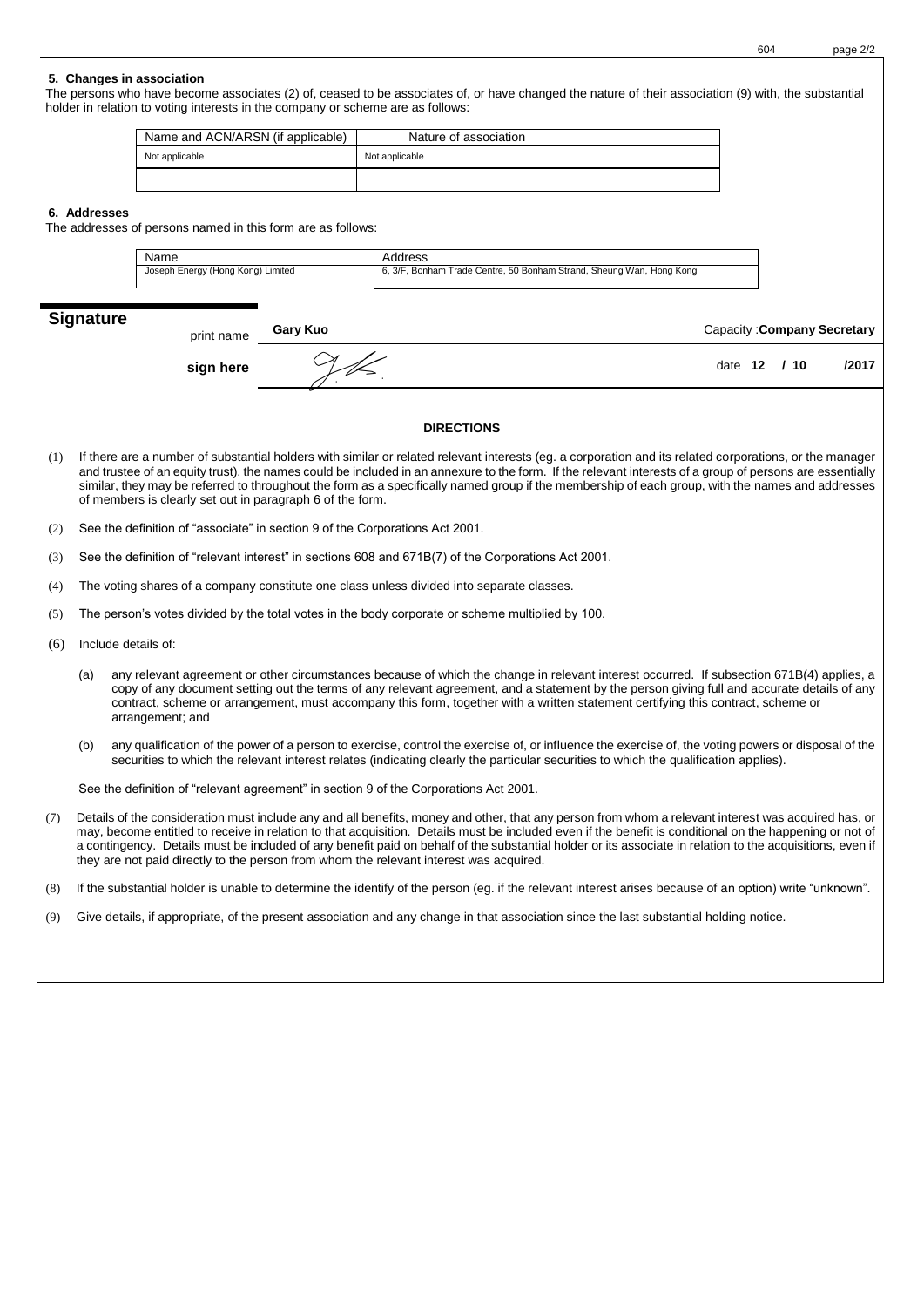### 5. Changes in association

The persons who have become associates (2) of, ceased to be associates of, or have changed the nature of their association (9) with, the substantial holder in relation to voting interests in the company or scheme are as follows:

| Name and ACN/ARSN (if applicable) | Nature of association |
|---|---|
| Not applicable | Not applicable |
| | |

### 6. Addresses

The addresses of persons named in this form are as follows:

| Name | Address |
|---|---|
| Joseph Energy (Hong Kong) Limited | 6, 3/F, Bonham Trade Centre, 50 Bonham Strand, Sheung Wan, Hong Kong |

## Signature

| | | |
|---|---|---|
| print name | **Gary Kuo** | Capacity :**Company Secretary** |
| **sign here** | | date **12 / 10 /2017** |

### DIRECTIONS

(1) If there are a number of substantial holders with similar or related relevant interests (eg. a corporation and its related corporations, or the manager and trustee of an equity trust), the names could be included in an annexure to the form. If the relevant interests of a group of persons are essentially similar, they may be referred to throughout the form as a specifically named group if the membership of each group, with the names and addresses of members is clearly set out in paragraph 6 of the form.

(2) See the definition of "associate" in section 9 of the Corporations Act 2001.

(3) See the definition of "relevant interest" in sections 608 and 671B(7) of the Corporations Act 2001.

(4) The voting shares of a company constitute one class unless divided into separate classes.

(5) The person's votes divided by the total votes in the body corporate or scheme multiplied by 100.

(6) Include details of:

(a) any relevant agreement or other circumstances because of which the change in relevant interest occurred. If subsection 671B(4) applies, a copy of any document setting out the terms of any relevant agreement, and a statement by the person giving full and accurate details of any contract, scheme or arrangement, must accompany this form, together with a written statement certifying this contract, scheme or arrangement; and

(b) any qualification of the power of a person to exercise, control the exercise of, or influence the exercise of, the voting powers or disposal of the securities to which the relevant interest relates (indicating clearly the particular securities to which the qualification applies).

See the definition of "relevant agreement" in section 9 of the Corporations Act 2001.

(7) Details of the consideration must include any and all benefits, money and other, that any person from whom a relevant interest was acquired has, or may, become entitled to receive in relation to that acquisition. Details must be included even if the benefit is conditional on the happening or not of a contingency. Details must be included of any benefit paid on behalf of the substantial holder or its associate in relation to the acquisitions, even if they are not paid directly to the person from whom the relevant interest was acquired.

(8) If the substantial holder is unable to determine the identify of the person (eg. if the relevant interest arises because of an option) write "unknown".

(9) Give details, if appropriate, of the present association and any change in that association since the last substantial holding notice.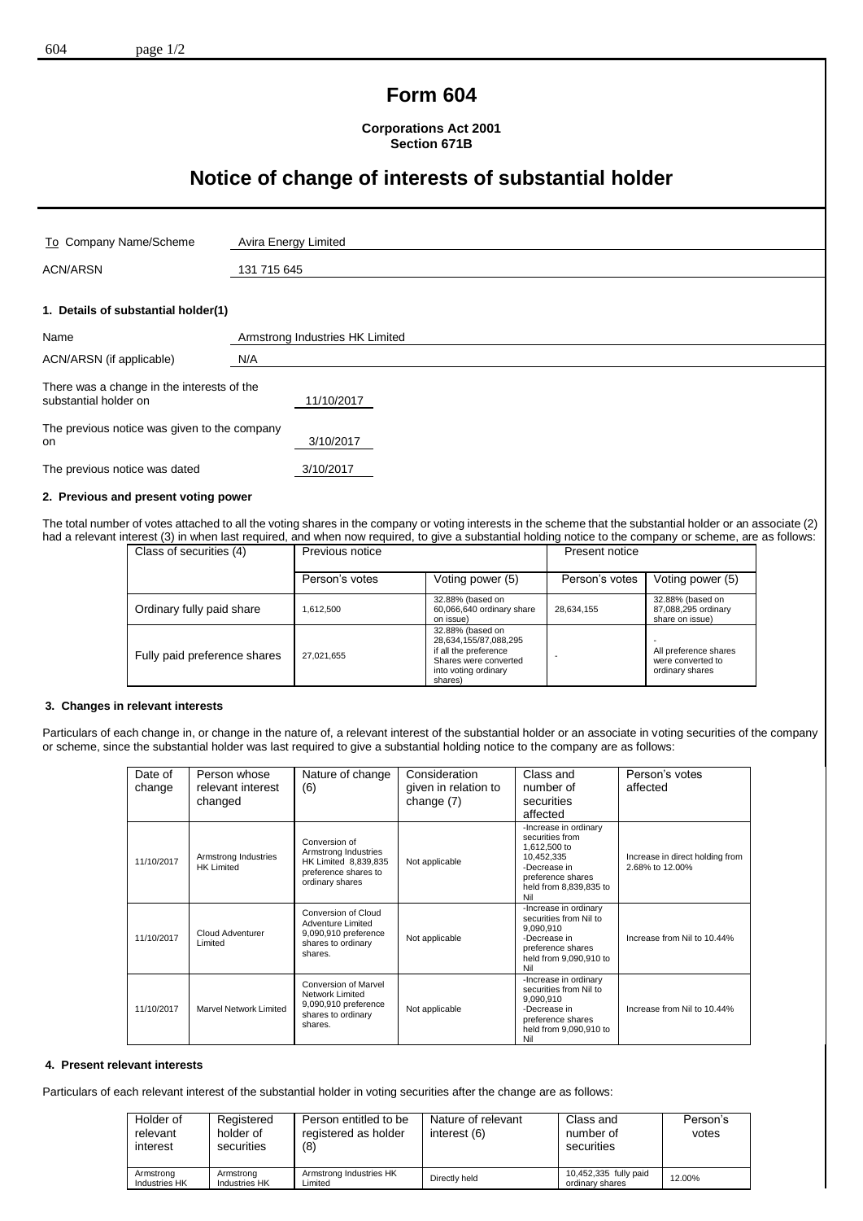# Form 604

**Corporations Act 2001**
**Section 671B**

## Notice of change of interests of substantial holder

| | |
|---|---|
| To Company Name/Scheme | Avira Energy Limited |
| ACN/ARSN | 131 715 645 |

### 1. Details of substantial holder(1)

| | |
|---|---|
| Name | Armstrong Industries HK Limited |
| ACN/ARSN (if applicable) | N/A |
| There was a change in the interests of the substantial holder on | 11/10/2017 |
| The previous notice was given to the company on | 3/10/2017 |
| The previous notice was dated | 3/10/2017 |

### 2. Previous and present voting power

The total number of votes attached to all the voting shares in the company or voting interests in the scheme that the substantial holder or an associate (2) had a relevant interest (3) in when last required, and when now required, to give a substantial holding notice to the company or scheme, are as follows:

| Class of securities (4) | Previous notice | | Present notice | |
|---|---|---|---|---|
| | Person's votes | Voting power (5) | Person's votes | Voting power (5) |
| Ordinary fully paid share | 1,612,500 | 32.88% (based on 60,066,640 ordinary share on issue) | 28,634,155 | 32.88% (based on 87,088,295 ordinary share on issue) |
| Fully paid preference shares | 27,021,655 | 32.88% (based on 28,634,155/87,088,295 if all the preference Shares were converted into voting ordinary shares) | - | - All preference shares were converted to ordinary shares |

### 3. Changes in relevant interests

Particulars of each change in, or change in the nature of, a relevant interest of the substantial holder or an associate in voting securities of the company or scheme, since the substantial holder was last required to give a substantial holding notice to the company are as follows:

| Date of change | Person whose relevant interest changed | Nature of change (6) | Consideration given in relation to change (7) | Class and number of securities affected | Person's votes affected |
|---|---|---|---|---|---|
| 11/10/2017 | Armstrong Industries HK Limited | Conversion of Armstrong Industries HK Limited 8,839,835 preference shares to ordinary shares | Not applicable | -Increase in ordinary securities from 1,612,500 to 10,452,335 -Decrease in preference shares held from 8,839,835 to Nil | Increase in direct holding from 2.68% to 12.00% |
| 11/10/2017 | Cloud Adventurer Limited | Conversion of Cloud Adventure Limited 9,090,910 preference shares to ordinary shares. | Not applicable | -Increase in ordinary securities from Nil to 9,090,910 -Decrease in preference shares held from 9,090,910 to Nil | Increase from Nil to 10.44% |
| 11/10/2017 | Marvel Network Limited | Conversion of Marvel Network Limited 9,090,910 preference shares to ordinary shares. | Not applicable | -Increase in ordinary securities from Nil to 9,090,910 -Decrease in preference shares held from 9,090,910 to Nil | Increase from Nil to 10.44% |

### 4. Present relevant interests

Particulars of each relevant interest of the substantial holder in voting securities after the change are as follows:

| Holder of relevant interest | Registered holder of securities | Person entitled to be registered as holder (8) | Nature of relevant interest (6) | Class and number of securities | Person's votes |
|---|---|---|---|---|---|
| Armstrong Industries HK | Armstrong Industries HK | Armstrong Industries HK Limited | Directly held | 10,452,335 fully paid ordinary shares | 12.00% |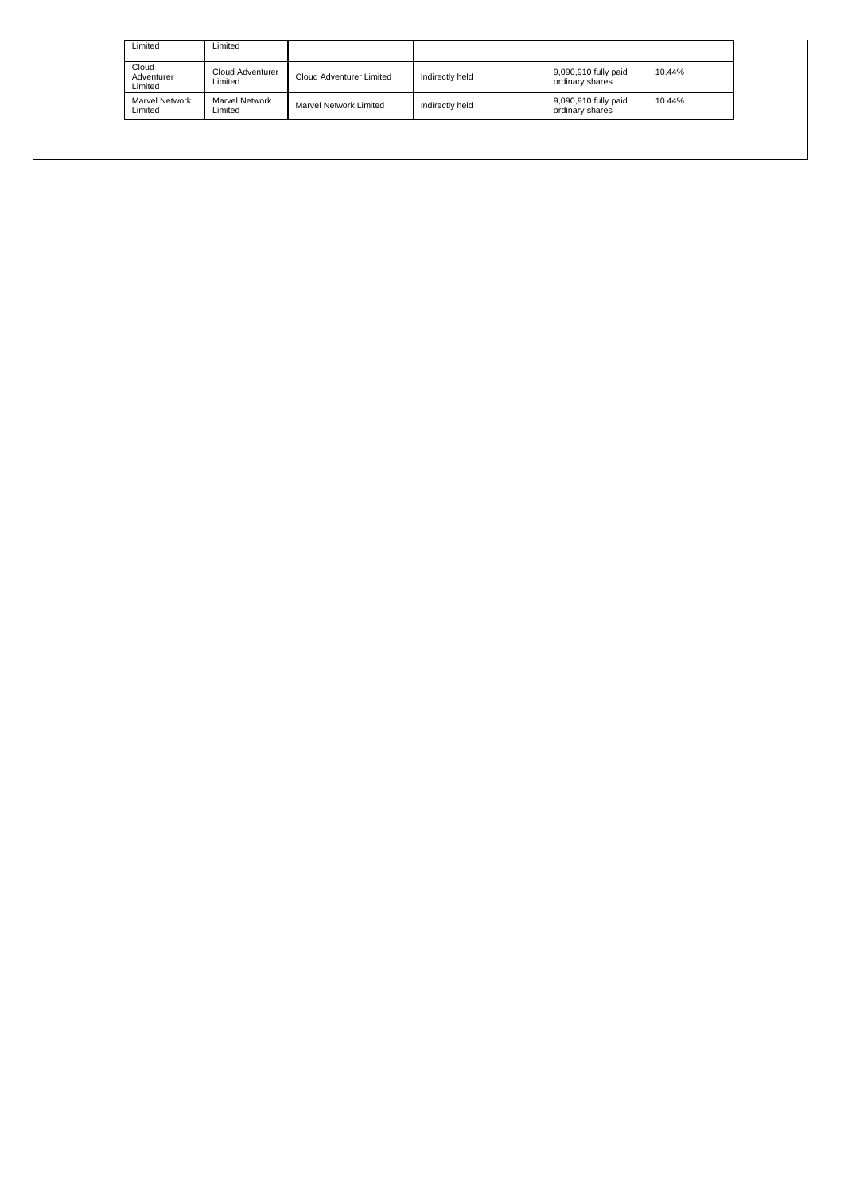| Limited | Limited | | | | |
|---|---|---|---|---|---|
| Cloud Adventurer Limited | Cloud Adventurer Limited | Cloud Adventurer Limited | Indirectly held | 9,090,910 fully paid ordinary shares | 10.44% |
| Marvel Network Limited | Marvel Network Limited | Marvel Network Limited | Indirectly held | 9,090,910 fully paid ordinary shares | 10.44% |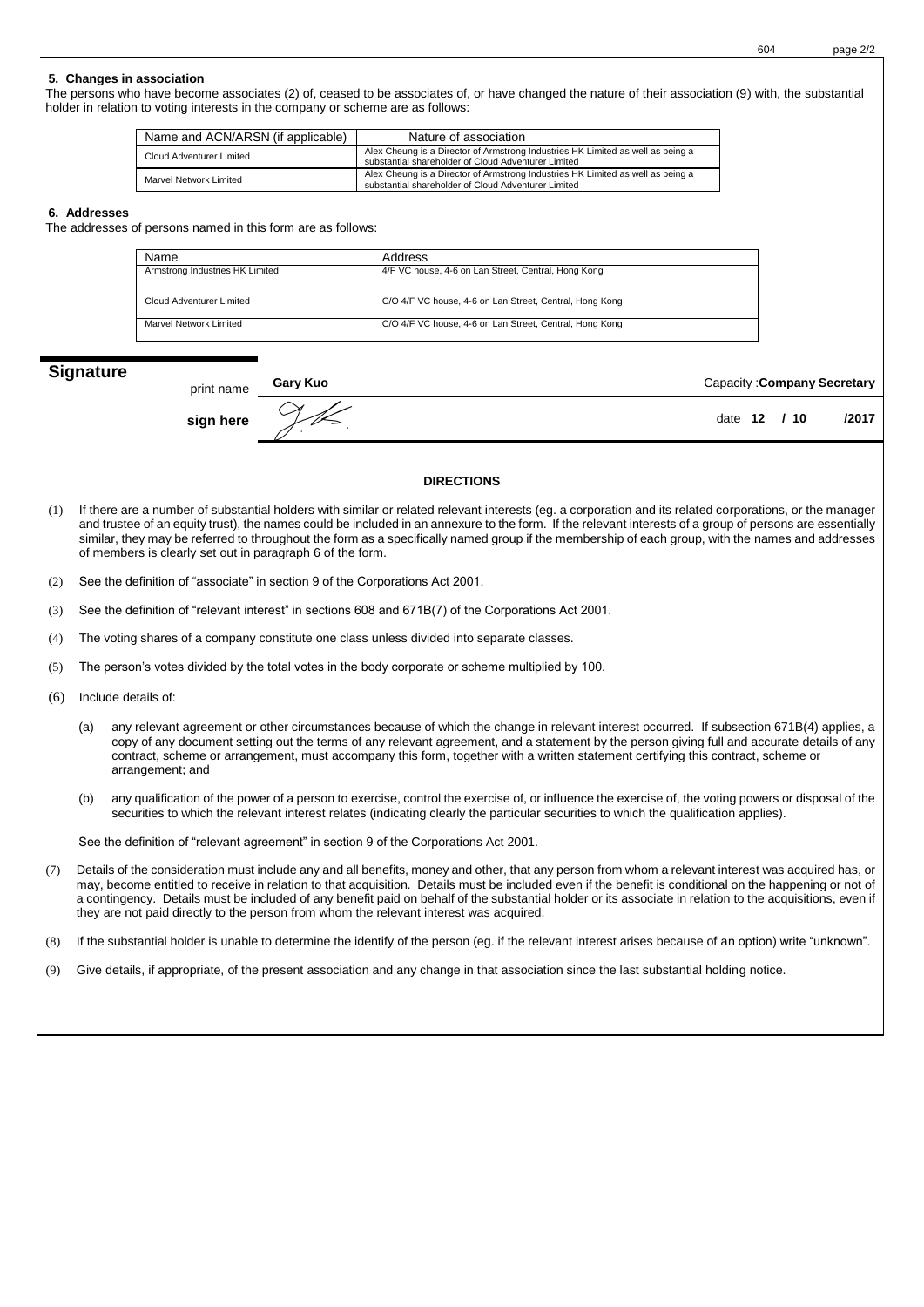### 5. Changes in association

The persons who have become associates (2) of, ceased to be associates of, or have changed the nature of their association (9) with, the substantial holder in relation to voting interests in the company or scheme are as follows:

| Name and ACN/ARSN (if applicable) | Nature of association |
|---|---|
| Cloud Adventurer Limited | Alex Cheung is a Director of Armstrong Industries HK Limited as well as being a substantial shareholder of Cloud Adventurer Limited |
| Marvel Network Limited | Alex Cheung is a Director of Armstrong Industries HK Limited as well as being a substantial shareholder of Cloud Adventurer Limited |

### 6. Addresses

The addresses of persons named in this form are as follows:

| Name | Address |
|---|---|
| Armstrong Industries HK Limited | 4/F VC house, 4-6 on Lan Street, Central, Hong Kong |
| Cloud Adventurer Limited | C/O 4/F VC house, 4-6 on Lan Street, Central, Hong Kong |
| Marvel Network Limited | C/O 4/F VC house, 4-6 on Lan Street, Central, Hong Kong |

## Signature

print name **Gary Kuo** Capacity :**Company Secretary**

**sign here** date **12 / 10 /2017**

### DIRECTIONS

(1) If there are a number of substantial holders with similar or related relevant interests (eg. a corporation and its related corporations, or the manager and trustee of an equity trust), the names could be included in an annexure to the form. If the relevant interests of a group of persons are essentially similar, they may be referred to throughout the form as a specifically named group if the membership of each group, with the names and addresses of members is clearly set out in paragraph 6 of the form.

(2) See the definition of "associate" in section 9 of the Corporations Act 2001.

(3) See the definition of "relevant interest" in sections 608 and 671B(7) of the Corporations Act 2001.

(4) The voting shares of a company constitute one class unless divided into separate classes.

(5) The person's votes divided by the total votes in the body corporate or scheme multiplied by 100.

(6) Include details of:

(a) any relevant agreement or other circumstances because of which the change in relevant interest occurred. If subsection 671B(4) applies, a copy of any document setting out the terms of any relevant agreement, and a statement by the person giving full and accurate details of any contract, scheme or arrangement, must accompany this form, together with a written statement certifying this contract, scheme or arrangement; and

(b) any qualification of the power of a person to exercise, control the exercise of, or influence the exercise of, the voting powers or disposal of the securities to which the relevant interest relates (indicating clearly the particular securities to which the qualification applies).

See the definition of "relevant agreement" in section 9 of the Corporations Act 2001.

(7) Details of the consideration must include any and all benefits, money and other, that any person from whom a relevant interest was acquired has, or may, become entitled to receive in relation to that acquisition. Details must be included even if the benefit is conditional on the happening or not of a contingency. Details must be included of any benefit paid on behalf of the substantial holder or its associate in relation to the acquisitions, even if they are not paid directly to the person from whom the relevant interest was acquired.

(8) If the substantial holder is unable to determine the identify of the person (eg. if the relevant interest arises because of an option) write "unknown".

(9) Give details, if appropriate, of the present association and any change in that association since the last substantial holding notice.